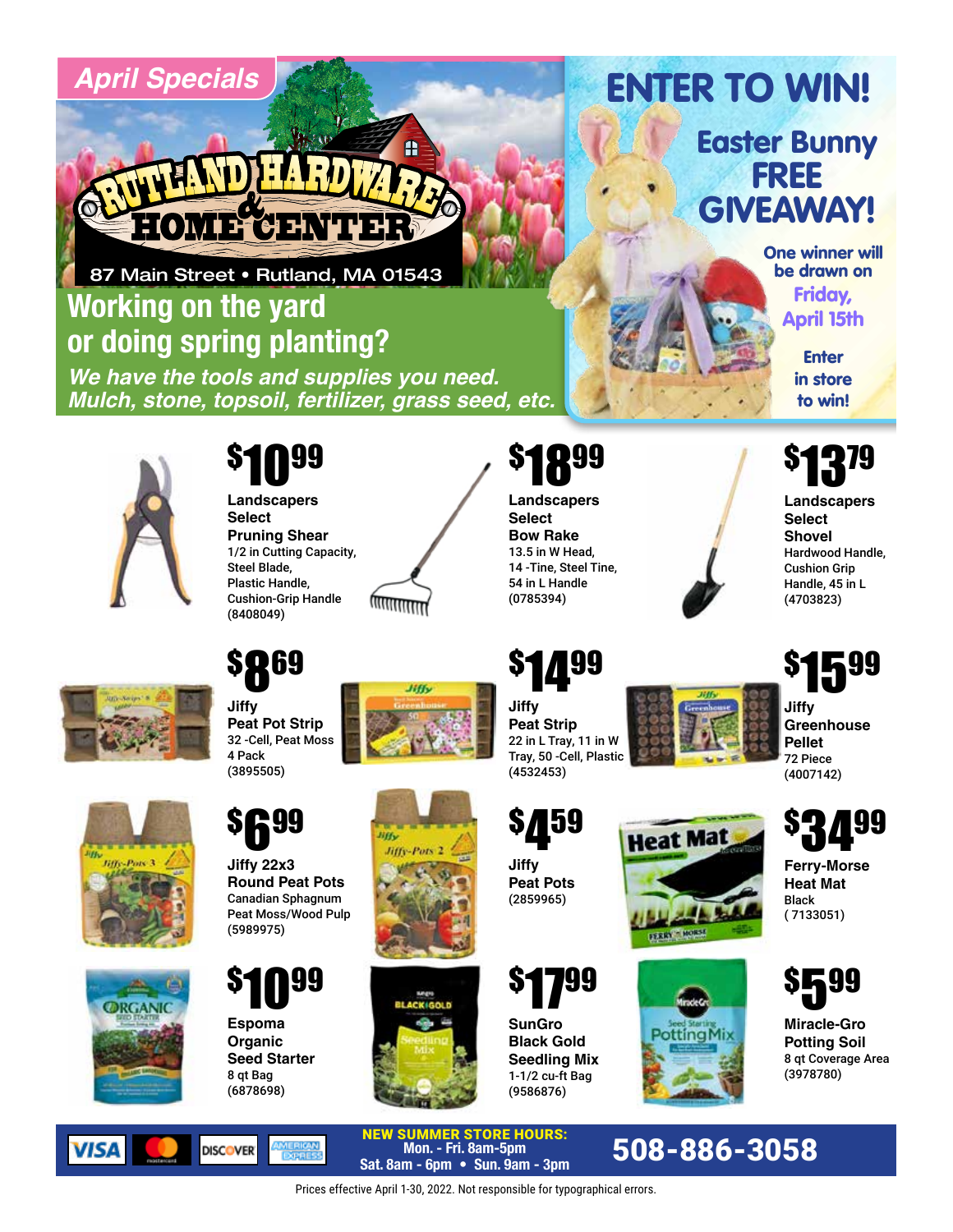## April Specials

# RUTLAND HARDWARE & HOME CENTER

87 Main Street • Rutland, MA 01543

## Working on the yard or doing spring planting?

*We have the tools and supplies you need. Mulch, stone, topsoil, fertilizer, grass seed, etc.*

# ENTER TO WIN!

## Easter Bunny FREE GIVEAWAY!

One winner will be drawn on Friday, April 15th

Enter in store to win!

**$10.99**
**Landscapers Select Pruning Shear**
1/2 in Cutting Capacity, Steel Blade, Plastic Handle, Cushion-Grip Handle
(8408049)

**$18.99**
**Landscapers Select Bow Rake**
13.5 in W Head, 14 -Tine, Steel Tine, 54 in L Handle
(0785394)

**$13.79**
**Landscapers Select Shovel**
Hardwood Handle, Cushion Grip Handle, 45 in L
(4703823)

**$8.69**
**Jiffy Peat Pot Strip**
32 -Cell, Peat Moss
4 Pack
(3895505)

**$14.99**
**Jiffy Peat Strip**
22 in L Tray, 11 in W Tray, 50 -Cell, Plastic
(4532453)

**$15.99**
**Jiffy Greenhouse Pellet**
72 Piece
(4007142)

**$6.99**
**Jiffy 22x3 Round Peat Pots**
Canadian Sphagnum Peat Moss/Wood Pulp
(5989975)

**$4.59**
**Jiffy Peat Pots**
(2859965)

**$34.99**
**Ferry-Morse Heat Mat**
Black
( 7133051)

**$10.99**
**Espoma Organic Seed Starter**
8 qt Bag
(6878698)

**$17.99**
**SunGro Black Gold Seedling Mix**
1-1/2 cu-ft Bag
(9586876)

**$5.99**
**Miracle-Gro Potting Soil**
8 qt Coverage Area
(3978780)

VISA • Mastercard • DISCOVER • AMERICAN EXPRESS

**NEW SUMMER STORE HOURS:**
Mon. - Fri. 8am-5pm
Sat. 8am - 6pm • Sun. 9am - 3pm

**508-886-3058**

Prices effective April 1-30, 2022. Not responsible for typographical errors.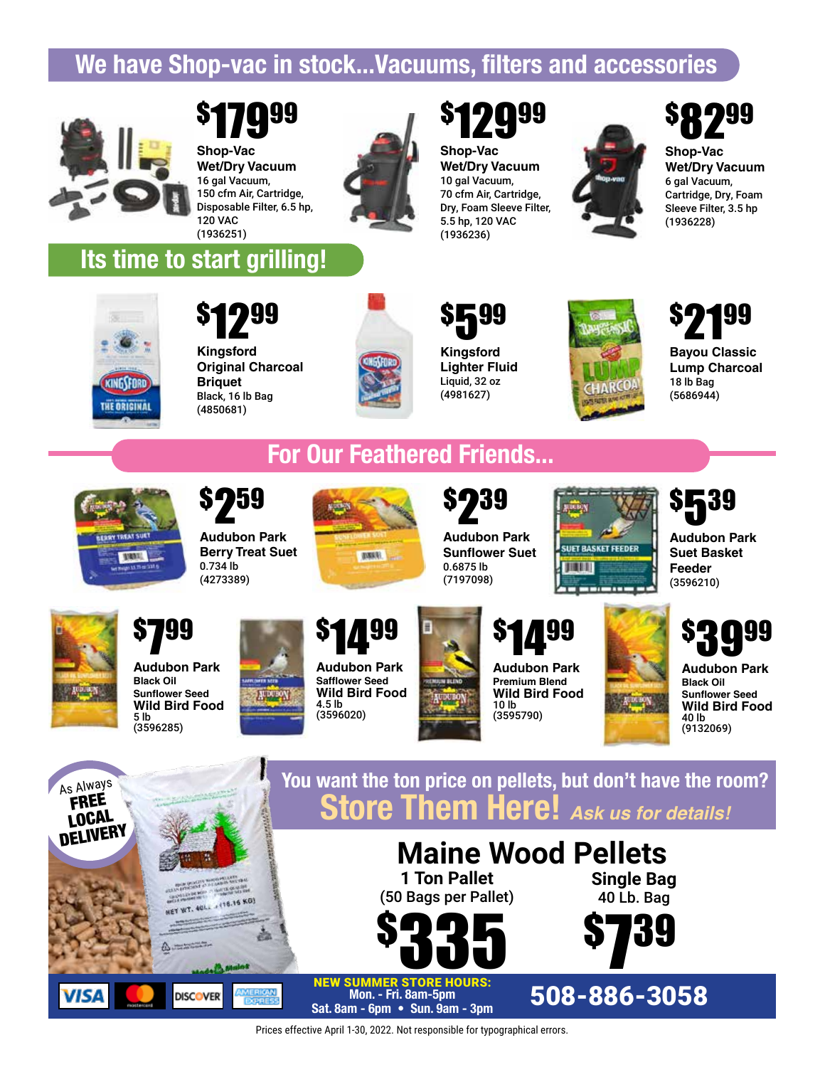## We have Shop-vac in stock...Vacuums, filters and accessories

**$179.99**
**Shop-Vac Wet/Dry Vacuum**
16 gal Vacuum, 150 cfm Air, Cartridge, Disposable Filter, 6.5 hp, 120 VAC
(1936251)

**$129.99**
**Shop-Vac Wet/Dry Vacuum**
10 gal Vacuum, 70 cfm Air, Cartridge, Dry, Foam Sleeve Filter, 5.5 hp, 120 VAC
(1936236)

**$82.99**
**Shop-Vac Wet/Dry Vacuum**
6 gal Vacuum, Cartridge, Dry, Foam Sleeve Filter, 3.5 hp
(1936228)

## Its time to start grilling!

**$12.99**
**Kingsford Original Charcoal Briquet**
Black, 16 lb Bag
(4850681)

**$5.99**
**Kingsford Lighter Fluid**
Liquid, 32 oz
(4981627)

**$21.99**
**Bayou Classic Lump Charcoal**
18 lb Bag
(5686944)

## For Our Feathered Friends...

**$2.59**
**Audubon Park Berry Treat Suet**
0.734 lb
(4273389)

**$2.39**
**Audubon Park Sunflower Suet**
0.6875 lb
(7197098)

**$5.39**
**Audubon Park Suet Basket Feeder**
(3596210)

**$7.99**
**Audubon Park** Black Oil Sunflower Seed **Wild Bird Food**
5 lb
(3596285)

**$14.99**
**Audubon Park** Safflower Seed **Wild Bird Food**
4.5 lb
(3596020)

**$14.99**
**Audubon Park** Premium Blend **Wild Bird Food**
10 lb
(3595790)

**$39.99**
**Audubon Park** Black Oil Sunflower Seed **Wild Bird Food**
40 lb
(9132069)

As Always **FREE LOCAL DELIVERY**

## You want the ton price on pellets, but don't have the room? Store Them Here! *Ask us for details!*

## Maine Wood Pellets

**1 Ton Pallet** (50 Bags per Pallet) **$335**

**Single Bag** 40 Lb. Bag **$7.39**

VISA | Mastercard | DISCOVER | AMERICAN EXPRESS

**NEW SUMMER STORE HOURS:**
Mon. - Fri. 8am-5pm
Sat. 8am - 6pm • Sun. 9am - 3pm

**508-886-3058**

Prices effective April 1-30, 2022. Not responsible for typographical errors.